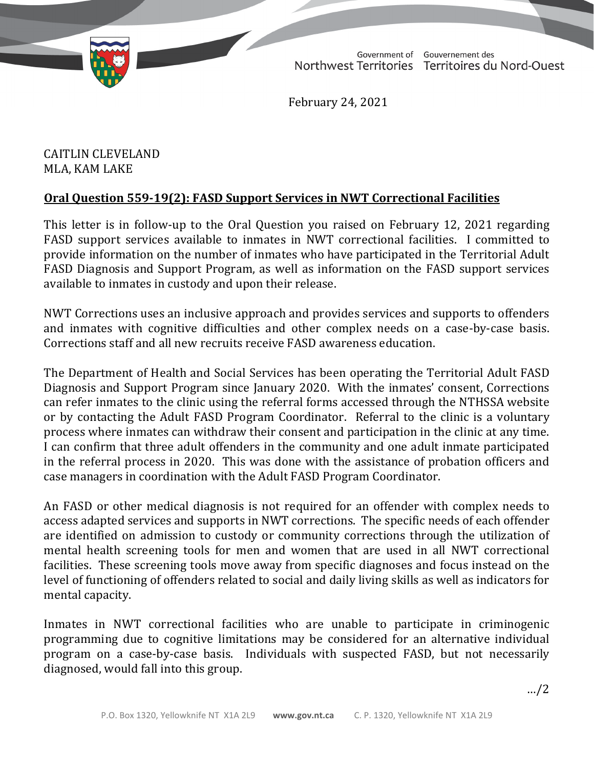Government of Northwest Territories | Gouvernement des Territoires du Nord-Ouest

February 24, 2021

CAITLIN CLEVELAND
MLA, KAM LAKE

**Oral Question 559-19(2): FASD Support Services in NWT Correctional Facilities**

This letter is in follow-up to the Oral Question you raised on February 12, 2021 regarding FASD support services available to inmates in NWT correctional facilities. I committed to provide information on the number of inmates who have participated in the Territorial Adult FASD Diagnosis and Support Program, as well as information on the FASD support services available to inmates in custody and upon their release.

NWT Corrections uses an inclusive approach and provides services and supports to offenders and inmates with cognitive difficulties and other complex needs on a case-by-case basis. Corrections staff and all new recruits receive FASD awareness education.

The Department of Health and Social Services has been operating the Territorial Adult FASD Diagnosis and Support Program since January 2020. With the inmates' consent, Corrections can refer inmates to the clinic using the referral forms accessed through the NTHSSA website or by contacting the Adult FASD Program Coordinator. Referral to the clinic is a voluntary process where inmates can withdraw their consent and participation in the clinic at any time. I can confirm that three adult offenders in the community and one adult inmate participated in the referral process in 2020. This was done with the assistance of probation officers and case managers in coordination with the Adult FASD Program Coordinator.

An FASD or other medical diagnosis is not required for an offender with complex needs to access adapted services and supports in NWT corrections. The specific needs of each offender are identified on admission to custody or community corrections through the utilization of mental health screening tools for men and women that are used in all NWT correctional facilities. These screening tools move away from specific diagnoses and focus instead on the level of functioning of offenders related to social and daily living skills as well as indicators for mental capacity.

Inmates in NWT correctional facilities who are unable to participate in criminogenic programming due to cognitive limitations may be considered for an alternative individual program on a case-by-case basis. Individuals with suspected FASD, but not necessarily diagnosed, would fall into this group.

…/2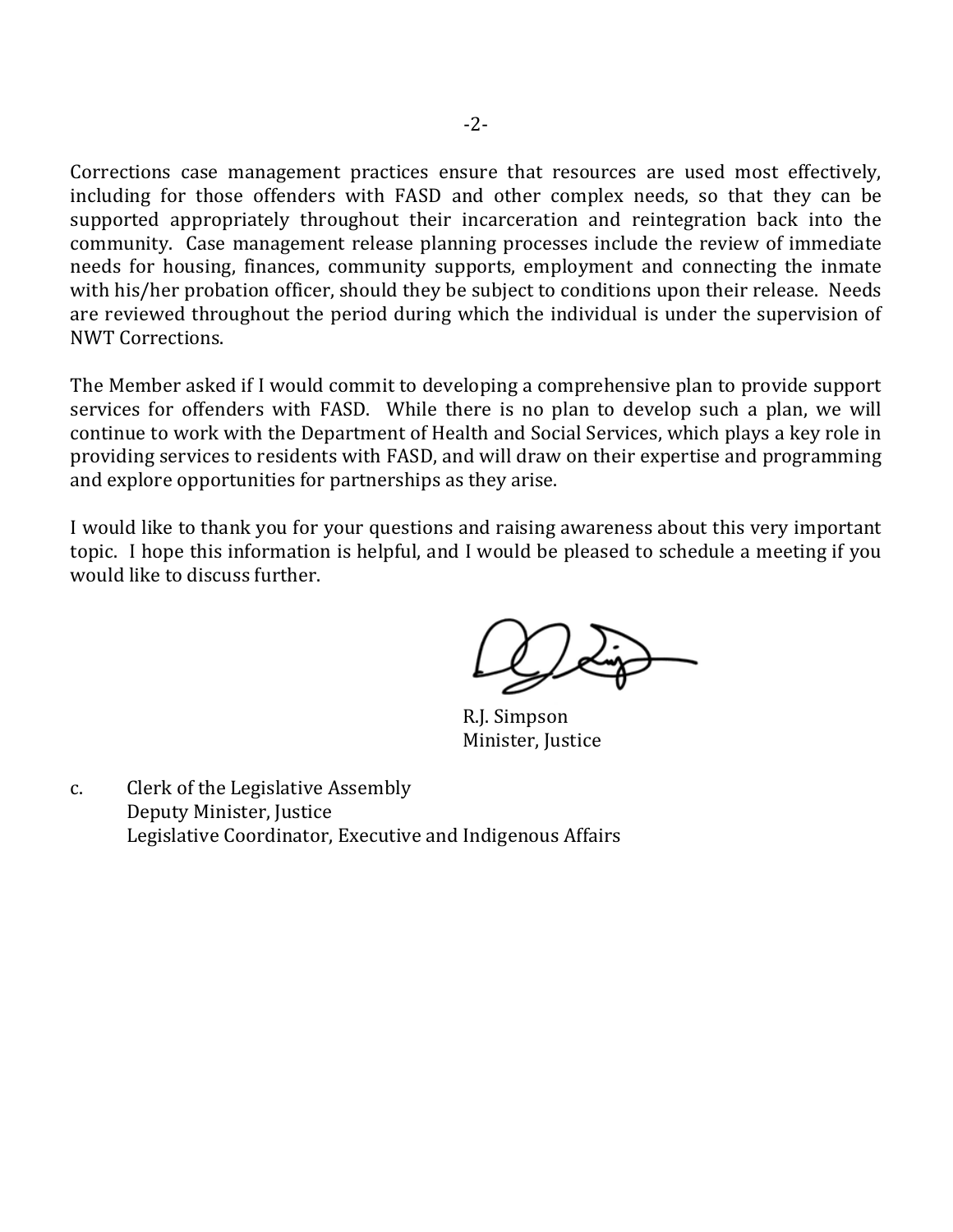Corrections case management practices ensure that resources are used most effectively, including for those offenders with FASD and other complex needs, so that they can be supported appropriately throughout their incarceration and reintegration back into the community. Case management release planning processes include the review of immediate needs for housing, finances, community supports, employment and connecting the inmate with his/her probation officer, should they be subject to conditions upon their release. Needs are reviewed throughout the period during which the individual is under the supervision of NWT Corrections.

The Member asked if I would commit to developing a comprehensive plan to provide support services for offenders with FASD. While there is no plan to develop such a plan, we will continue to work with the Department of Health and Social Services, which plays a key role in providing services to residents with FASD, and will draw on their expertise and programming and explore opportunities for partnerships as they arise.

I would like to thank you for your questions and raising awareness about this very important topic. I hope this information is helpful, and I would be pleased to schedule a meeting if you would like to discuss further.

R.J. Simpson
Minister, Justice

c. Clerk of the Legislative Assembly
Deputy Minister, Justice
Legislative Coordinator, Executive and Indigenous Affairs